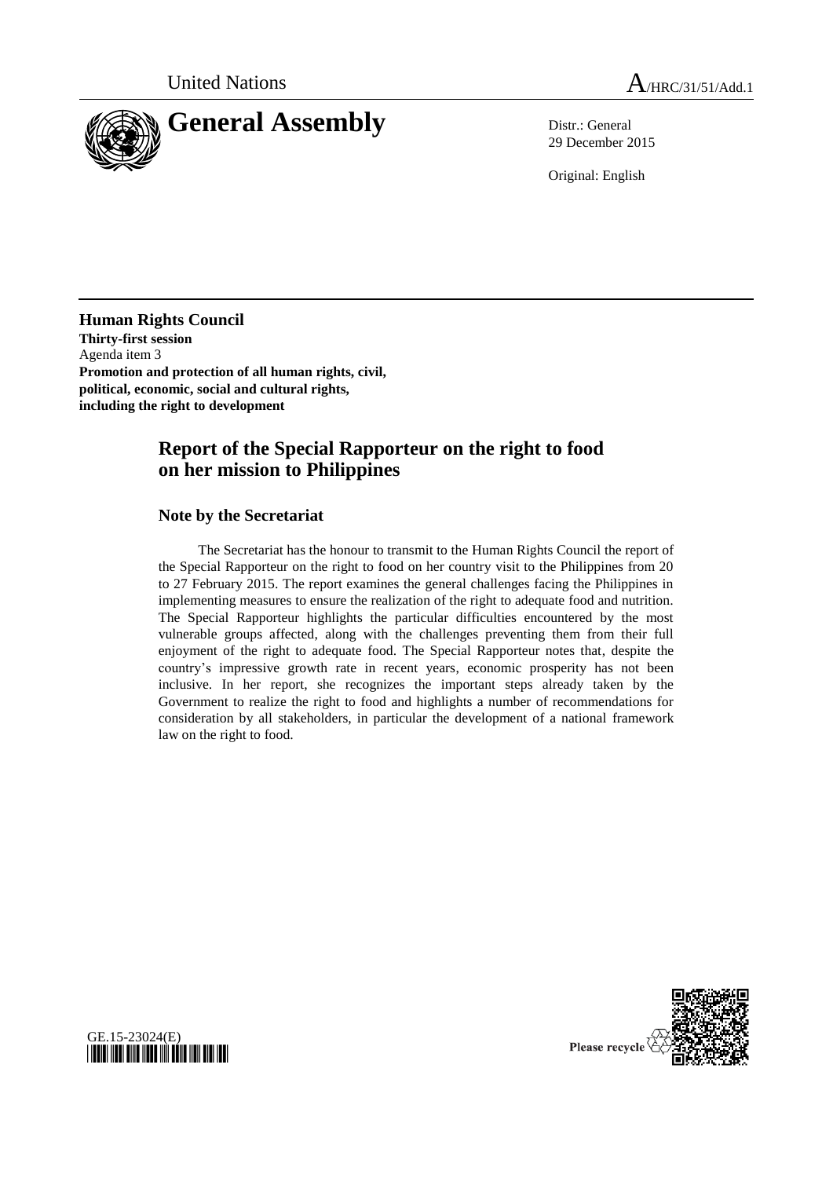United Nations A/HRC/31/51/Add.1

# General Assembly

Distr.: General
29 December 2015

Original: English

**Human Rights Council**
**Thirty-first session**
Agenda item 3
**Promotion and protection of all human rights, civil, political, economic, social and cultural rights, including the right to development**

## Report of the Special Rapporteur on the right to food on her mission to Philippines

### Note by the Secretariat

The Secretariat has the honour to transmit to the Human Rights Council the report of the Special Rapporteur on the right to food on her country visit to the Philippines from 20 to 27 February 2015. The report examines the general challenges facing the Philippines in implementing measures to ensure the realization of the right to adequate food and nutrition. The Special Rapporteur highlights the particular difficulties encountered by the most vulnerable groups affected, along with the challenges preventing them from their full enjoyment of the right to adequate food. The Special Rapporteur notes that, despite the country's impressive growth rate in recent years, economic prosperity has not been inclusive. In her report, she recognizes the important steps already taken by the Government to realize the right to food and highlights a number of recommendations for consideration by all stakeholders, in particular the development of a national framework law on the right to food.

GE.15-23024(E)

Please recycle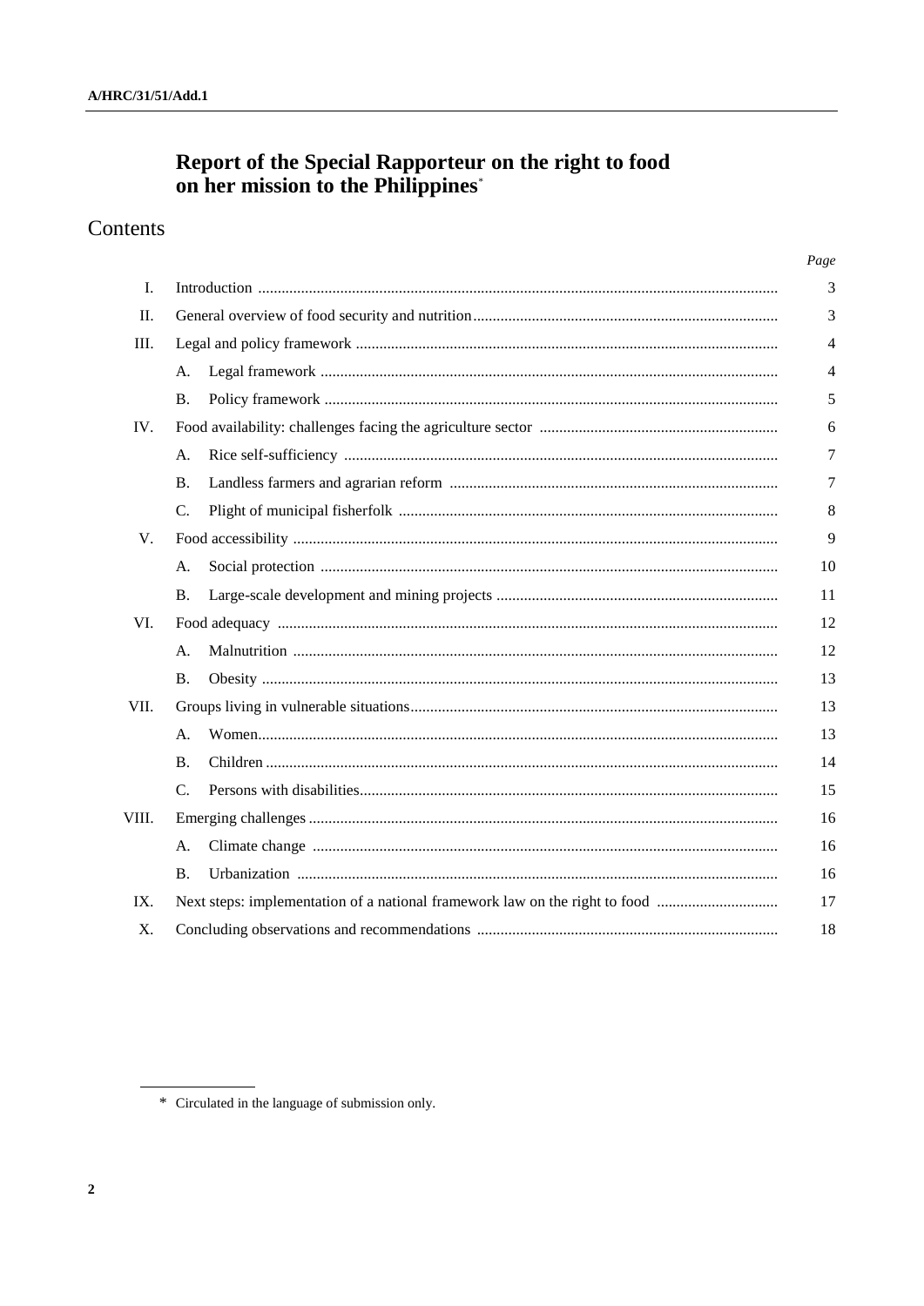# Report of the Special Rapporteur on the right to food on her mission to the Philippines*

## Contents

| | | Page |
|---|---|---|
| I. | Introduction | 3 |
| II. | General overview of food security and nutrition | 3 |
| III. | Legal and policy framework | 4 |
| | A. Legal framework | 4 |
| | B. Policy framework | 5 |
| IV. | Food availability: challenges facing the agriculture sector | 6 |
| | A. Rice self-sufficiency | 7 |
| | B. Landless farmers and agrarian reform | 7 |
| | C. Plight of municipal fisherfolk | 8 |
| V. | Food accessibility | 9 |
| | A. Social protection | 10 |
| | B. Large-scale development and mining projects | 11 |
| VI. | Food adequacy | 12 |
| | A. Malnutrition | 12 |
| | B. Obesity | 13 |
| VII. | Groups living in vulnerable situations | 13 |
| | A. Women | 13 |
| | B. Children | 14 |
| | C. Persons with disabilities | 15 |
| VIII. | Emerging challenges | 16 |
| | A. Climate change | 16 |
| | B. Urbanization | 16 |
| IX. | Next steps: implementation of a national framework law on the right to food | 17 |
| X. | Concluding observations and recommendations | 18 |

\* Circulated in the language of submission only.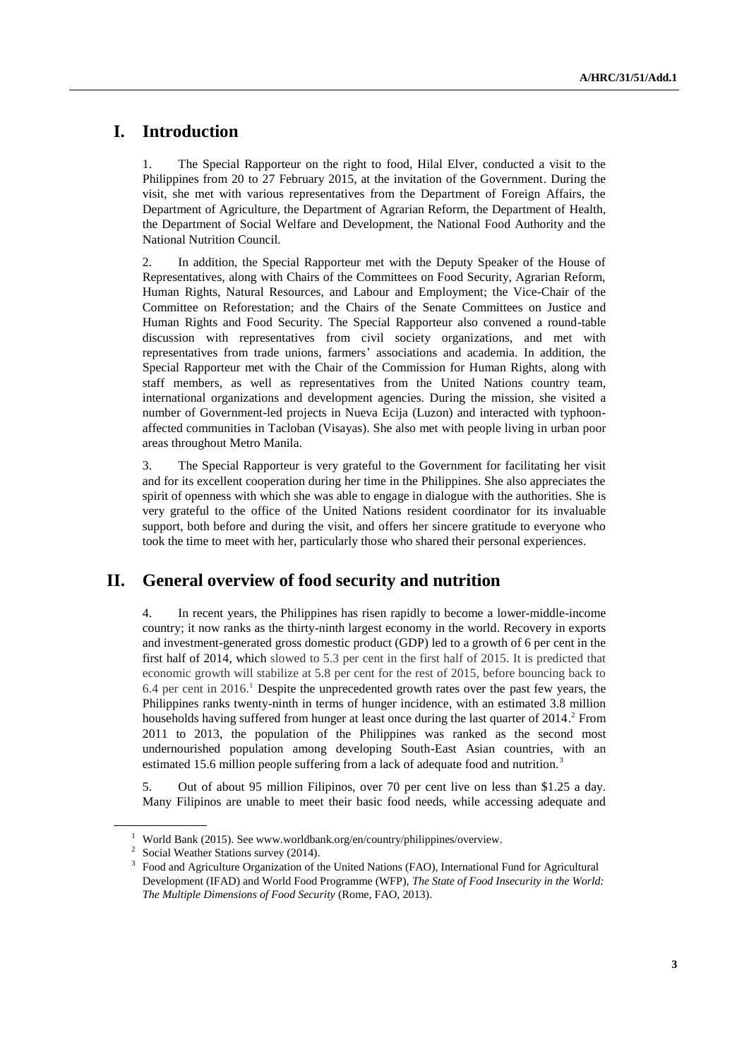# I. Introduction

1. The Special Rapporteur on the right to food, Hilal Elver, conducted a visit to the Philippines from 20 to 27 February 2015, at the invitation of the Government. During the visit, she met with various representatives from the Department of Foreign Affairs, the Department of Agriculture, the Department of Agrarian Reform, the Department of Health, the Department of Social Welfare and Development, the National Food Authority and the National Nutrition Council.

2. In addition, the Special Rapporteur met with the Deputy Speaker of the House of Representatives, along with Chairs of the Committees on Food Security, Agrarian Reform, Human Rights, Natural Resources, and Labour and Employment; the Vice-Chair of the Committee on Reforestation; and the Chairs of the Senate Committees on Justice and Human Rights and Food Security. The Special Rapporteur also convened a round-table discussion with representatives from civil society organizations, and met with representatives from trade unions, farmers' associations and academia. In addition, the Special Rapporteur met with the Chair of the Commission for Human Rights, along with staff members, as well as representatives from the United Nations country team, international organizations and development agencies. During the mission, she visited a number of Government-led projects in Nueva Ecija (Luzon) and interacted with typhoon-affected communities in Tacloban (Visayas). She also met with people living in urban poor areas throughout Metro Manila.

3. The Special Rapporteur is very grateful to the Government for facilitating her visit and for its excellent cooperation during her time in the Philippines. She also appreciates the spirit of openness with which she was able to engage in dialogue with the authorities. She is very grateful to the office of the United Nations resident coordinator for its invaluable support, both before and during the visit, and offers her sincere gratitude to everyone who took the time to meet with her, particularly those who shared their personal experiences.

# II. General overview of food security and nutrition

4. In recent years, the Philippines has risen rapidly to become a lower-middle-income country; it now ranks as the thirty-ninth largest economy in the world. Recovery in exports and investment-generated gross domestic product (GDP) led to a growth of 6 per cent in the first half of 2014, which slowed to 5.3 per cent in the first half of 2015. It is predicted that economic growth will stabilize at 5.8 per cent for the rest of 2015, before bouncing back to 6.4 per cent in 2016.[1] Despite the unprecedented growth rates over the past few years, the Philippines ranks twenty-ninth in terms of hunger incidence, with an estimated 3.8 million households having suffered from hunger at least once during the last quarter of 2014.[2] From 2011 to 2013, the population of the Philippines was ranked as the second most undernourished population among developing South-East Asian countries, with an estimated 15.6 million people suffering from a lack of adequate food and nutrition.[3]

5. Out of about 95 million Filipinos, over 70 per cent live on less than $1.25 a day. Many Filipinos are unable to meet their basic food needs, while accessing adequate and

---

[1] World Bank (2015). See www.worldbank.org/en/country/philippines/overview.

[2] Social Weather Stations survey (2014).

[3] Food and Agriculture Organization of the United Nations (FAO), International Fund for Agricultural Development (IFAD) and World Food Programme (WFP), *The State of Food Insecurity in the World: The Multiple Dimensions of Food Security* (Rome, FAO, 2013).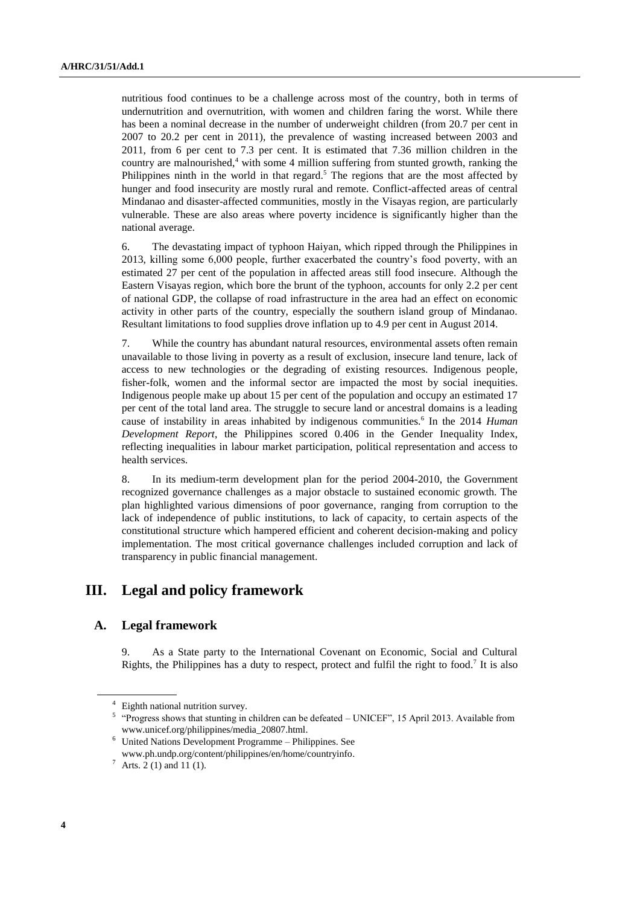nutritious food continues to be a challenge across most of the country, both in terms of undernutrition and overnutrition, with women and children faring the worst. While there has been a nominal decrease in the number of underweight children (from 20.7 per cent in 2007 to 20.2 per cent in 2011), the prevalence of wasting increased between 2003 and 2011, from 6 per cent to 7.3 per cent. It is estimated that 7.36 million children in the country are malnourished,[4] with some 4 million suffering from stunted growth, ranking the Philippines ninth in the world in that regard.[5] The regions that are the most affected by hunger and food insecurity are mostly rural and remote. Conflict-affected areas of central Mindanao and disaster-affected communities, mostly in the Visayas region, are particularly vulnerable. These are also areas where poverty incidence is significantly higher than the national average.

6. The devastating impact of typhoon Haiyan, which ripped through the Philippines in 2013, killing some 6,000 people, further exacerbated the country's food poverty, with an estimated 27 per cent of the population in affected areas still food insecure. Although the Eastern Visayas region, which bore the brunt of the typhoon, accounts for only 2.2 per cent of national GDP, the collapse of road infrastructure in the area had an effect on economic activity in other parts of the country, especially the southern island group of Mindanao. Resultant limitations to food supplies drove inflation up to 4.9 per cent in August 2014.

7. While the country has abundant natural resources, environmental assets often remain unavailable to those living in poverty as a result of exclusion, insecure land tenure, lack of access to new technologies or the degrading of existing resources. Indigenous people, fisher-folk, women and the informal sector are impacted the most by social inequities. Indigenous people make up about 15 per cent of the population and occupy an estimated 17 per cent of the total land area. The struggle to secure land or ancestral domains is a leading cause of instability in areas inhabited by indigenous communities.[6] In the 2014 *Human Development Report*, the Philippines scored 0.406 in the Gender Inequality Index, reflecting inequalities in labour market participation, political representation and access to health services.

8. In its medium-term development plan for the period 2004-2010, the Government recognized governance challenges as a major obstacle to sustained economic growth. The plan highlighted various dimensions of poor governance, ranging from corruption to the lack of independence of public institutions, to lack of capacity, to certain aspects of the constitutional structure which hampered efficient and coherent decision-making and policy implementation. The most critical governance challenges included corruption and lack of transparency in public financial management.

# III. Legal and policy framework

## A. Legal framework

9. As a State party to the International Covenant on Economic, Social and Cultural Rights, the Philippines has a duty to respect, protect and fulfil the right to food.[7] It is also

---

[4] Eighth national nutrition survey.

[5] "Progress shows that stunting in children can be defeated – UNICEF", 15 April 2013. Available from www.unicef.org/philippines/media_20807.html.

[6] United Nations Development Programme – Philippines. See www.ph.undp.org/content/philippines/en/home/countryinfo.

[7] Arts. 2 (1) and 11 (1).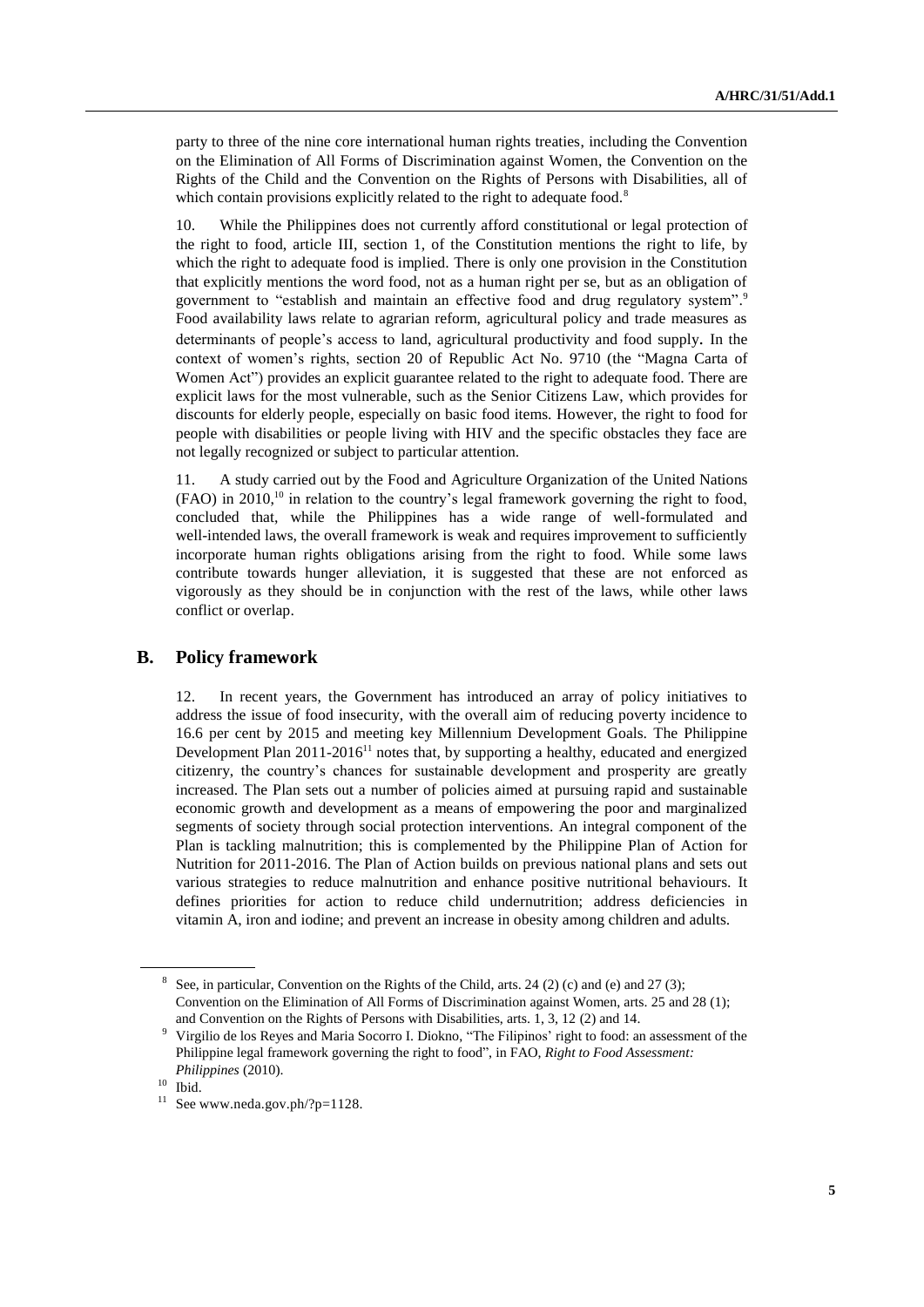party to three of the nine core international human rights treaties, including the Convention on the Elimination of All Forms of Discrimination against Women, the Convention on the Rights of the Child and the Convention on the Rights of Persons with Disabilities, all of which contain provisions explicitly related to the right to adequate food.[8]

10. While the Philippines does not currently afford constitutional or legal protection of the right to food, article III, section 1, of the Constitution mentions the right to life, by which the right to adequate food is implied. There is only one provision in the Constitution that explicitly mentions the word food, not as a human right per se, but as an obligation of government to "establish and maintain an effective food and drug regulatory system".[9] Food availability laws relate to agrarian reform, agricultural policy and trade measures as determinants of people's access to land, agricultural productivity and food supply. In the context of women's rights, section 20 of Republic Act No. 9710 (the "Magna Carta of Women Act") provides an explicit guarantee related to the right to adequate food. There are explicit laws for the most vulnerable, such as the Senior Citizens Law, which provides for discounts for elderly people, especially on basic food items. However, the right to food for people with disabilities or people living with HIV and the specific obstacles they face are not legally recognized or subject to particular attention.

11. A study carried out by the Food and Agriculture Organization of the United Nations (FAO) in 2010,[10] in relation to the country's legal framework governing the right to food, concluded that, while the Philippines has a wide range of well-formulated and well-intended laws, the overall framework is weak and requires improvement to sufficiently incorporate human rights obligations arising from the right to food. While some laws contribute towards hunger alleviation, it is suggested that these are not enforced as vigorously as they should be in conjunction with the rest of the laws, while other laws conflict or overlap.

## B. Policy framework

12. In recent years, the Government has introduced an array of policy initiatives to address the issue of food insecurity, with the overall aim of reducing poverty incidence to 16.6 per cent by 2015 and meeting key Millennium Development Goals. The Philippine Development Plan 2011-2016[11] notes that, by supporting a healthy, educated and energized citizenry, the country's chances for sustainable development and prosperity are greatly increased. The Plan sets out a number of policies aimed at pursuing rapid and sustainable economic growth and development as a means of empowering the poor and marginalized segments of society through social protection interventions. An integral component of the Plan is tackling malnutrition; this is complemented by the Philippine Plan of Action for Nutrition for 2011-2016. The Plan of Action builds on previous national plans and sets out various strategies to reduce malnutrition and enhance positive nutritional behaviours. It defines priorities for action to reduce child undernutrition; address deficiencies in vitamin A, iron and iodine; and prevent an increase in obesity among children and adults.

---

[8] See, in particular, Convention on the Rights of the Child, arts. 24 (2) (c) and (e) and 27 (3); Convention on the Elimination of All Forms of Discrimination against Women, arts. 25 and 28 (1); and Convention on the Rights of Persons with Disabilities, arts. 1, 3, 12 (2) and 14.

[9] Virgilio de los Reyes and Maria Socorro I. Diokno, "The Filipinos' right to food: an assessment of the Philippine legal framework governing the right to food", in FAO, *Right to Food Assessment: Philippines* (2010).

[10] Ibid.

[11] See www.neda.gov.ph/?p=1128.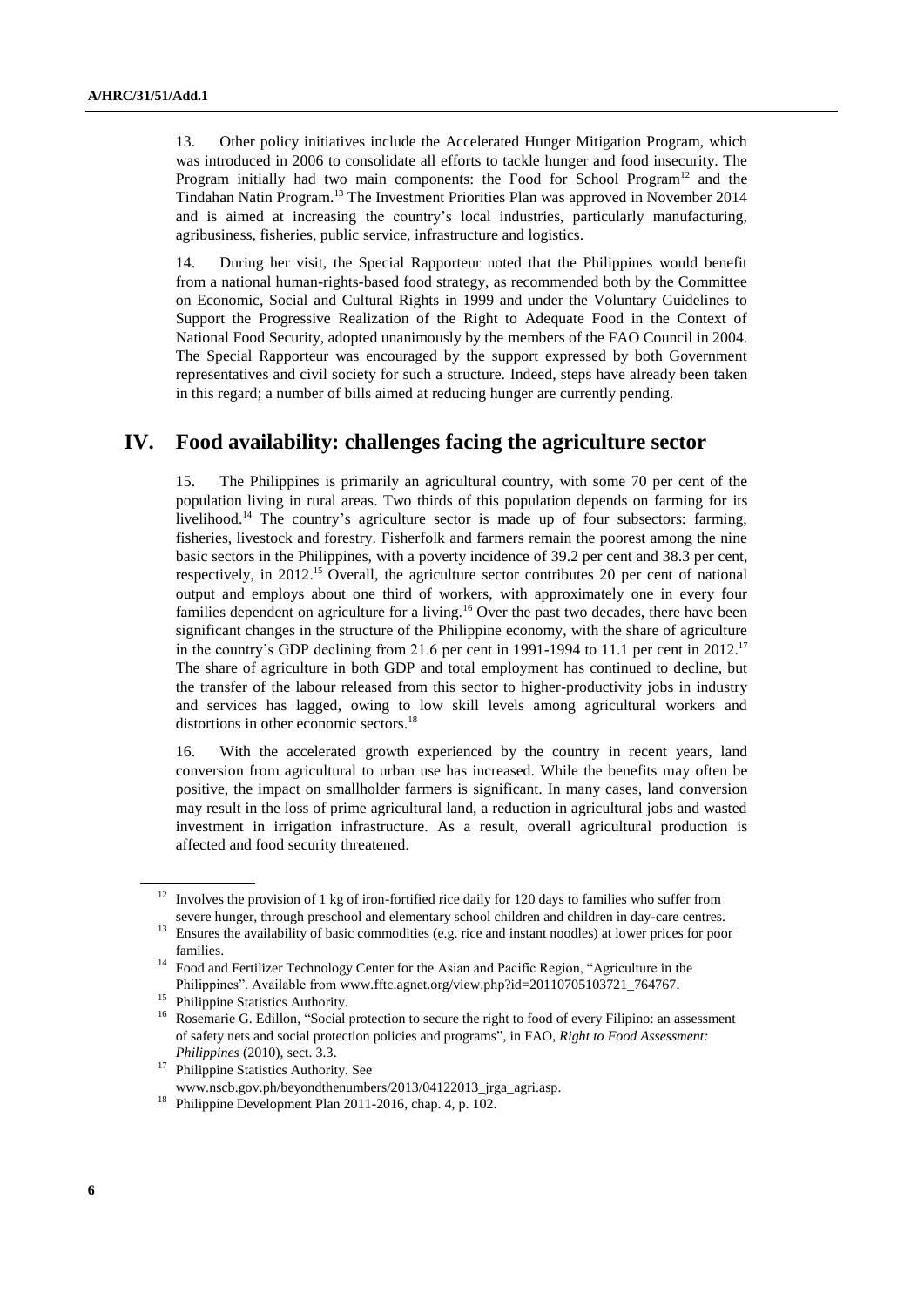13. Other policy initiatives include the Accelerated Hunger Mitigation Program, which was introduced in 2006 to consolidate all efforts to tackle hunger and food insecurity. The Program initially had two main components: the Food for School Program[12] and the Tindahan Natin Program.[13] The Investment Priorities Plan was approved in November 2014 and is aimed at increasing the country's local industries, particularly manufacturing, agribusiness, fisheries, public service, infrastructure and logistics.

14. During her visit, the Special Rapporteur noted that the Philippines would benefit from a national human-rights-based food strategy, as recommended both by the Committee on Economic, Social and Cultural Rights in 1999 and under the Voluntary Guidelines to Support the Progressive Realization of the Right to Adequate Food in the Context of National Food Security, adopted unanimously by the members of the FAO Council in 2004. The Special Rapporteur was encouraged by the support expressed by both Government representatives and civil society for such a structure. Indeed, steps have already been taken in this regard; a number of bills aimed at reducing hunger are currently pending.

## IV. Food availability: challenges facing the agriculture sector

15. The Philippines is primarily an agricultural country, with some 70 per cent of the population living in rural areas. Two thirds of this population depends on farming for its livelihood.[14] The country's agriculture sector is made up of four subsectors: farming, fisheries, livestock and forestry. Fisherfolk and farmers remain the poorest among the nine basic sectors in the Philippines, with a poverty incidence of 39.2 per cent and 38.3 per cent, respectively, in 2012.[15] Overall, the agriculture sector contributes 20 per cent of national output and employs about one third of workers, with approximately one in every four families dependent on agriculture for a living.[16] Over the past two decades, there have been significant changes in the structure of the Philippine economy, with the share of agriculture in the country's GDP declining from 21.6 per cent in 1991-1994 to 11.1 per cent in 2012.[17] The share of agriculture in both GDP and total employment has continued to decline, but the transfer of the labour released from this sector to higher-productivity jobs in industry and services has lagged, owing to low skill levels among agricultural workers and distortions in other economic sectors.[18]

16. With the accelerated growth experienced by the country in recent years, land conversion from agricultural to urban use has increased. While the benefits may often be positive, the impact on smallholder farmers is significant. In many cases, land conversion may result in the loss of prime agricultural land, a reduction in agricultural jobs and wasted investment in irrigation infrastructure. As a result, overall agricultural production is affected and food security threatened.

---

[12] Involves the provision of 1 kg of iron-fortified rice daily for 120 days to families who suffer from severe hunger, through preschool and elementary school children and children in day-care centres.

[13] Ensures the availability of basic commodities (e.g. rice and instant noodles) at lower prices for poor families.

[14] Food and Fertilizer Technology Center for the Asian and Pacific Region, "Agriculture in the Philippines". Available from www.fftc.agnet.org/view.php?id=20110705103721_764767.

[15] Philippine Statistics Authority.

[16] Rosemarie G. Edillon, "Social protection to secure the right to food of every Filipino: an assessment of safety nets and social protection policies and programs", in FAO, *Right to Food Assessment: Philippines* (2010), sect. 3.3.

[17] Philippine Statistics Authority. See www.nscb.gov.ph/beyondthenumbers/2013/04122013_jrga_agri.asp.

[18] Philippine Development Plan 2011-2016, chap. 4, p. 102.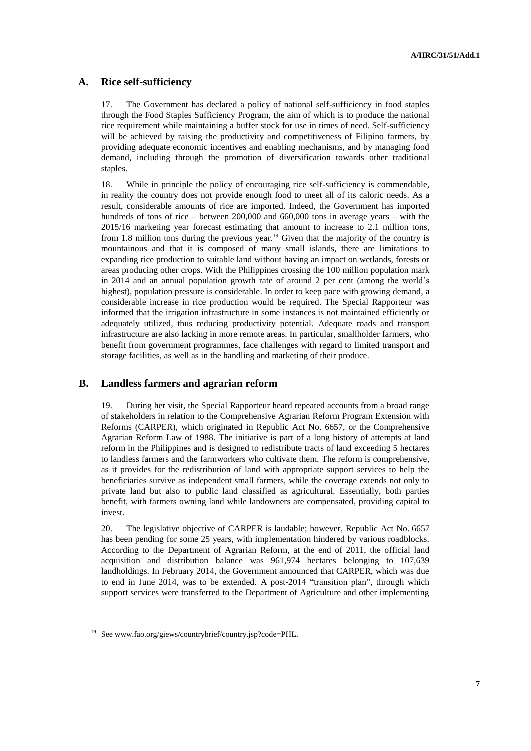## A. Rice self-sufficiency

17. The Government has declared a policy of national self-sufficiency in food staples through the Food Staples Sufficiency Program, the aim of which is to produce the national rice requirement while maintaining a buffer stock for use in times of need. Self-sufficiency will be achieved by raising the productivity and competitiveness of Filipino farmers, by providing adequate economic incentives and enabling mechanisms, and by managing food demand, including through the promotion of diversification towards other traditional staples.

18. While in principle the policy of encouraging rice self-sufficiency is commendable, in reality the country does not provide enough food to meet all of its caloric needs. As a result, considerable amounts of rice are imported. Indeed, the Government has imported hundreds of tons of rice – between 200,000 and 660,000 tons in average years – with the 2015/16 marketing year forecast estimating that amount to increase to 2.1 million tons, from 1.8 million tons during the previous year.[19] Given that the majority of the country is mountainous and that it is composed of many small islands, there are limitations to expanding rice production to suitable land without having an impact on wetlands, forests or areas producing other crops. With the Philippines crossing the 100 million population mark in 2014 and an annual population growth rate of around 2 per cent (among the world's highest), population pressure is considerable. In order to keep pace with growing demand, a considerable increase in rice production would be required. The Special Rapporteur was informed that the irrigation infrastructure in some instances is not maintained efficiently or adequately utilized, thus reducing productivity potential. Adequate roads and transport infrastructure are also lacking in more remote areas. In particular, smallholder farmers, who benefit from government programmes, face challenges with regard to limited transport and storage facilities, as well as in the handling and marketing of their produce.

## B. Landless farmers and agrarian reform

19. During her visit, the Special Rapporteur heard repeated accounts from a broad range of stakeholders in relation to the Comprehensive Agrarian Reform Program Extension with Reforms (CARPER), which originated in Republic Act No. 6657, or the Comprehensive Agrarian Reform Law of 1988. The initiative is part of a long history of attempts at land reform in the Philippines and is designed to redistribute tracts of land exceeding 5 hectares to landless farmers and the farmworkers who cultivate them. The reform is comprehensive, as it provides for the redistribution of land with appropriate support services to help the beneficiaries survive as independent small farmers, while the coverage extends not only to private land but also to public land classified as agricultural. Essentially, both parties benefit, with farmers owning land while landowners are compensated, providing capital to invest.

20. The legislative objective of CARPER is laudable; however, Republic Act No. 6657 has been pending for some 25 years, with implementation hindered by various roadblocks. According to the Department of Agrarian Reform, at the end of 2011, the official land acquisition and distribution balance was 961,974 hectares belonging to 107,639 landholdings. In February 2014, the Government announced that CARPER, which was due to end in June 2014, was to be extended. A post-2014 "transition plan", through which support services were transferred to the Department of Agriculture and other implementing

[19] See www.fao.org/giews/countrybrief/country.jsp?code=PHL.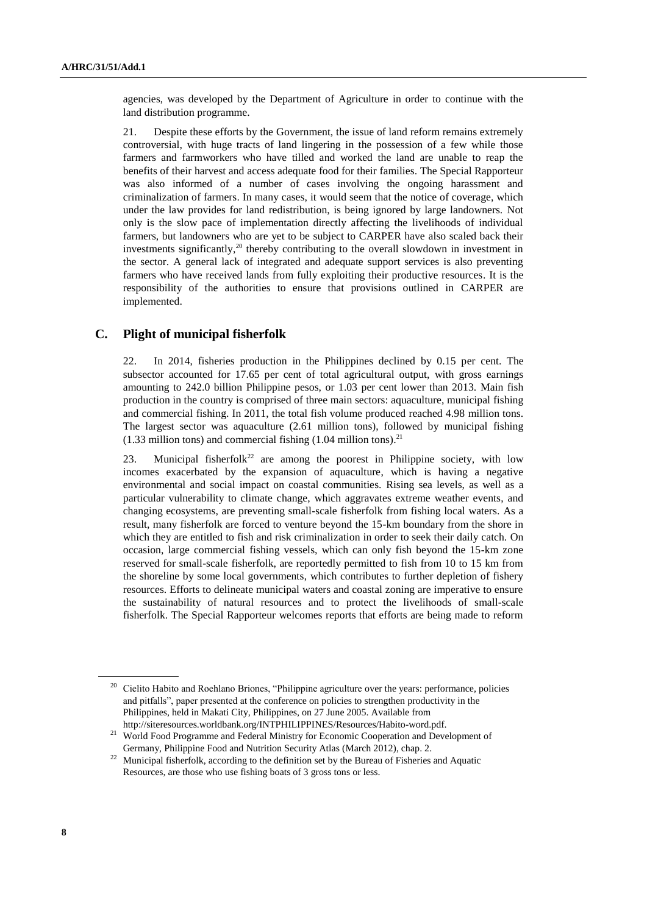agencies, was developed by the Department of Agriculture in order to continue with the land distribution programme.

21. Despite these efforts by the Government, the issue of land reform remains extremely controversial, with huge tracts of land lingering in the possession of a few while those farmers and farmworkers who have tilled and worked the land are unable to reap the benefits of their harvest and access adequate food for their families. The Special Rapporteur was also informed of a number of cases involving the ongoing harassment and criminalization of farmers. In many cases, it would seem that the notice of coverage, which under the law provides for land redistribution, is being ignored by large landowners. Not only is the slow pace of implementation directly affecting the livelihoods of individual farmers, but landowners who are yet to be subject to CARPER have also scaled back their investments significantly,[20] thereby contributing to the overall slowdown in investment in the sector. A general lack of integrated and adequate support services is also preventing farmers who have received lands from fully exploiting their productive resources. It is the responsibility of the authorities to ensure that provisions outlined in CARPER are implemented.

## C. Plight of municipal fisherfolk

22. In 2014, fisheries production in the Philippines declined by 0.15 per cent. The subsector accounted for 17.65 per cent of total agricultural output, with gross earnings amounting to 242.0 billion Philippine pesos, or 1.03 per cent lower than 2013. Main fish production in the country is comprised of three main sectors: aquaculture, municipal fishing and commercial fishing. In 2011, the total fish volume produced reached 4.98 million tons. The largest sector was aquaculture (2.61 million tons), followed by municipal fishing (1.33 million tons) and commercial fishing (1.04 million tons).[21]

23. Municipal fisherfolk[22] are among the poorest in Philippine society, with low incomes exacerbated by the expansion of aquaculture, which is having a negative environmental and social impact on coastal communities. Rising sea levels, as well as a particular vulnerability to climate change, which aggravates extreme weather events, and changing ecosystems, are preventing small-scale fisherfolk from fishing local waters. As a result, many fisherfolk are forced to venture beyond the 15-km boundary from the shore in which they are entitled to fish and risk criminalization in order to seek their daily catch. On occasion, large commercial fishing vessels, which can only fish beyond the 15-km zone reserved for small-scale fisherfolk, are reportedly permitted to fish from 10 to 15 km from the shoreline by some local governments, which contributes to further depletion of fishery resources. Efforts to delineate municipal waters and coastal zoning are imperative to ensure the sustainability of natural resources and to protect the livelihoods of small-scale fisherfolk. The Special Rapporteur welcomes reports that efforts are being made to reform

---

[20] Cielito Habito and Roehlano Briones, "Philippine agriculture over the years: performance, policies and pitfalls", paper presented at the conference on policies to strengthen productivity in the Philippines, held in Makati City, Philippines, on 27 June 2005. Available from http://siteresources.worldbank.org/INTPHILIPPINES/Resources/Habito-word.pdf.

[21] World Food Programme and Federal Ministry for Economic Cooperation and Development of Germany, Philippine Food and Nutrition Security Atlas (March 2012), chap. 2.

[22] Municipal fisherfolk, according to the definition set by the Bureau of Fisheries and Aquatic Resources, are those who use fishing boats of 3 gross tons or less.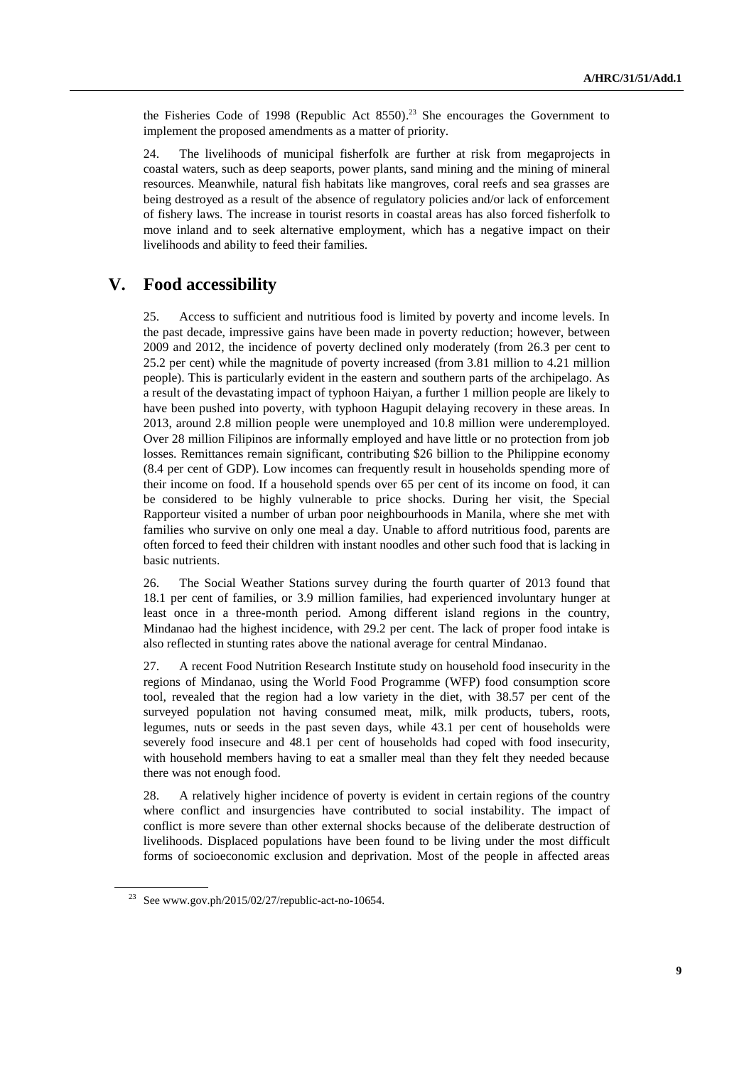the Fisheries Code of 1998 (Republic Act 8550).[23] She encourages the Government to implement the proposed amendments as a matter of priority.

24. The livelihoods of municipal fisherfolk are further at risk from megaprojects in coastal waters, such as deep seaports, power plants, sand mining and the mining of mineral resources. Meanwhile, natural fish habitats like mangroves, coral reefs and sea grasses are being destroyed as a result of the absence of regulatory policies and/or lack of enforcement of fishery laws. The increase in tourist resorts in coastal areas has also forced fisherfolk to move inland and to seek alternative employment, which has a negative impact on their livelihoods and ability to feed their families.

## V. Food accessibility

25. Access to sufficient and nutritious food is limited by poverty and income levels. In the past decade, impressive gains have been made in poverty reduction; however, between 2009 and 2012, the incidence of poverty declined only moderately (from 26.3 per cent to 25.2 per cent) while the magnitude of poverty increased (from 3.81 million to 4.21 million people). This is particularly evident in the eastern and southern parts of the archipelago. As a result of the devastating impact of typhoon Haiyan, a further 1 million people are likely to have been pushed into poverty, with typhoon Hagupit delaying recovery in these areas. In 2013, around 2.8 million people were unemployed and 10.8 million were underemployed. Over 28 million Filipinos are informally employed and have little or no protection from job losses. Remittances remain significant, contributing $26 billion to the Philippine economy (8.4 per cent of GDP). Low incomes can frequently result in households spending more of their income on food. If a household spends over 65 per cent of its income on food, it can be considered to be highly vulnerable to price shocks. During her visit, the Special Rapporteur visited a number of urban poor neighbourhoods in Manila, where she met with families who survive on only one meal a day. Unable to afford nutritious food, parents are often forced to feed their children with instant noodles and other such food that is lacking in basic nutrients.

26. The Social Weather Stations survey during the fourth quarter of 2013 found that 18.1 per cent of families, or 3.9 million families, had experienced involuntary hunger at least once in a three-month period. Among different island regions in the country, Mindanao had the highest incidence, with 29.2 per cent. The lack of proper food intake is also reflected in stunting rates above the national average for central Mindanao.

27. A recent Food Nutrition Research Institute study on household food insecurity in the regions of Mindanao, using the World Food Programme (WFP) food consumption score tool, revealed that the region had a low variety in the diet, with 38.57 per cent of the surveyed population not having consumed meat, milk, milk products, tubers, roots, legumes, nuts or seeds in the past seven days, while 43.1 per cent of households were severely food insecure and 48.1 per cent of households had coped with food insecurity, with household members having to eat a smaller meal than they felt they needed because there was not enough food.

28. A relatively higher incidence of poverty is evident in certain regions of the country where conflict and insurgencies have contributed to social instability. The impact of conflict is more severe than other external shocks because of the deliberate destruction of livelihoods. Displaced populations have been found to be living under the most difficult forms of socioeconomic exclusion and deprivation. Most of the people in affected areas

---

[23] See www.gov.ph/2015/02/27/republic-act-no-10654.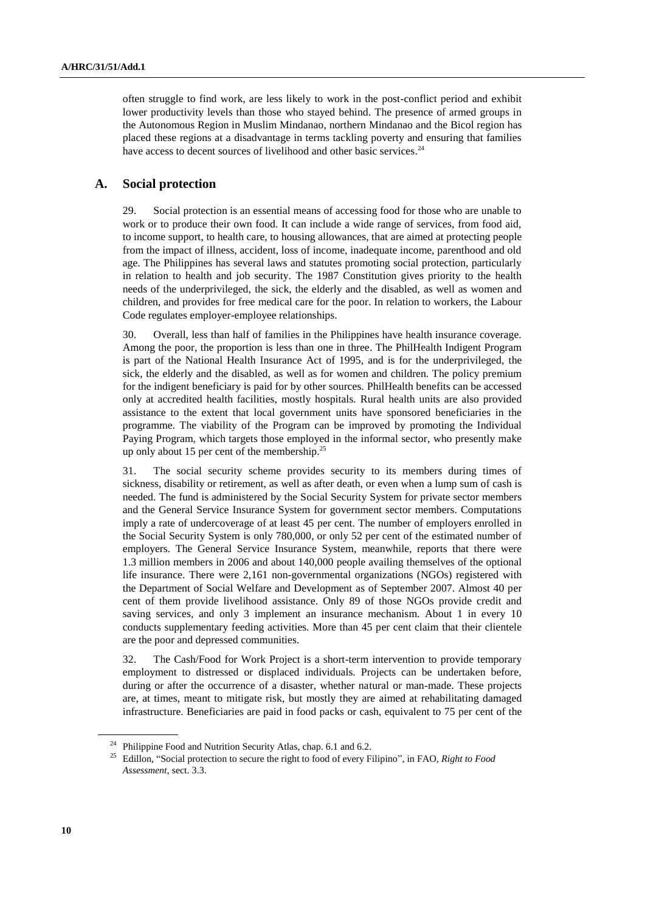often struggle to find work, are less likely to work in the post-conflict period and exhibit lower productivity levels than those who stayed behind. The presence of armed groups in the Autonomous Region in Muslim Mindanao, northern Mindanao and the Bicol region has placed these regions at a disadvantage in terms tackling poverty and ensuring that families have access to decent sources of livelihood and other basic services.[24]

## A. Social protection

29. Social protection is an essential means of accessing food for those who are unable to work or to produce their own food. It can include a wide range of services, from food aid, to income support, to health care, to housing allowances, that are aimed at protecting people from the impact of illness, accident, loss of income, inadequate income, parenthood and old age. The Philippines has several laws and statutes promoting social protection, particularly in relation to health and job security. The 1987 Constitution gives priority to the health needs of the underprivileged, the sick, the elderly and the disabled, as well as women and children, and provides for free medical care for the poor. In relation to workers, the Labour Code regulates employer-employee relationships.

30. Overall, less than half of families in the Philippines have health insurance coverage. Among the poor, the proportion is less than one in three. The PhilHealth Indigent Program is part of the National Health Insurance Act of 1995, and is for the underprivileged, the sick, the elderly and the disabled, as well as for women and children. The policy premium for the indigent beneficiary is paid for by other sources. PhilHealth benefits can be accessed only at accredited health facilities, mostly hospitals. Rural health units are also provided assistance to the extent that local government units have sponsored beneficiaries in the programme. The viability of the Program can be improved by promoting the Individual Paying Program, which targets those employed in the informal sector, who presently make up only about 15 per cent of the membership.[25]

31. The social security scheme provides security to its members during times of sickness, disability or retirement, as well as after death, or even when a lump sum of cash is needed. The fund is administered by the Social Security System for private sector members and the General Service Insurance System for government sector members. Computations imply a rate of undercoverage of at least 45 per cent. The number of employers enrolled in the Social Security System is only 780,000, or only 52 per cent of the estimated number of employers. The General Service Insurance System, meanwhile, reports that there were 1.3 million members in 2006 and about 140,000 people availing themselves of the optional life insurance. There were 2,161 non-governmental organizations (NGOs) registered with the Department of Social Welfare and Development as of September 2007. Almost 40 per cent of them provide livelihood assistance. Only 89 of those NGOs provide credit and saving services, and only 3 implement an insurance mechanism. About 1 in every 10 conducts supplementary feeding activities. More than 45 per cent claim that their clientele are the poor and depressed communities.

32. The Cash/Food for Work Project is a short-term intervention to provide temporary employment to distressed or displaced individuals. Projects can be undertaken before, during or after the occurrence of a disaster, whether natural or man-made. These projects are, at times, meant to mitigate risk, but mostly they are aimed at rehabilitating damaged infrastructure. Beneficiaries are paid in food packs or cash, equivalent to 75 per cent of the

---

[24] Philippine Food and Nutrition Security Atlas, chap. 6.1 and 6.2.

[25] Edillon, "Social protection to secure the right to food of every Filipino", in FAO, *Right to Food Assessment*, sect. 3.3.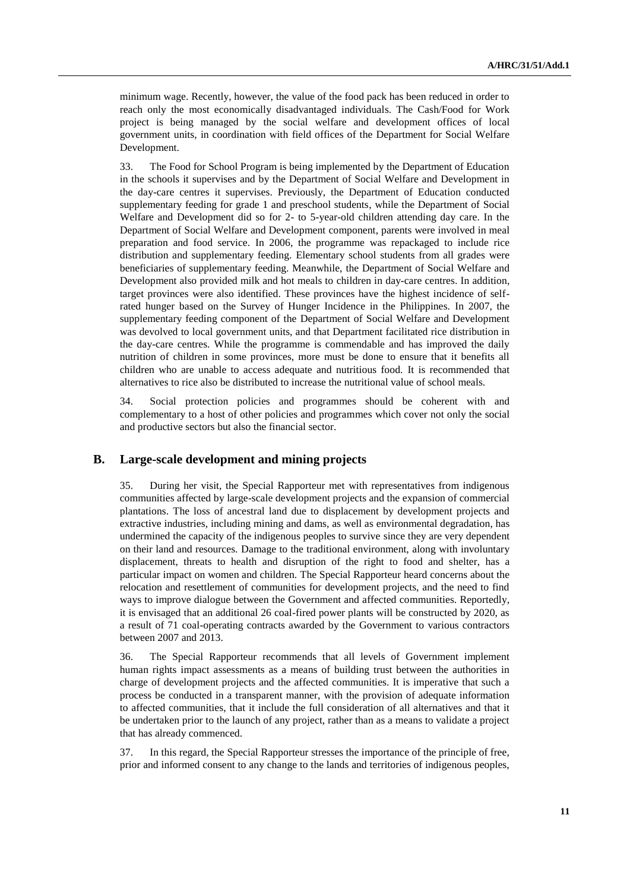minimum wage. Recently, however, the value of the food pack has been reduced in order to reach only the most economically disadvantaged individuals. The Cash/Food for Work project is being managed by the social welfare and development offices of local government units, in coordination with field offices of the Department for Social Welfare Development.

33. The Food for School Program is being implemented by the Department of Education in the schools it supervises and by the Department of Social Welfare and Development in the day-care centres it supervises. Previously, the Department of Education conducted supplementary feeding for grade 1 and preschool students, while the Department of Social Welfare and Development did so for 2- to 5-year-old children attending day care. In the Department of Social Welfare and Development component, parents were involved in meal preparation and food service. In 2006, the programme was repackaged to include rice distribution and supplementary feeding. Elementary school students from all grades were beneficiaries of supplementary feeding. Meanwhile, the Department of Social Welfare and Development also provided milk and hot meals to children in day-care centres. In addition, target provinces were also identified. These provinces have the highest incidence of self-rated hunger based on the Survey of Hunger Incidence in the Philippines. In 2007, the supplementary feeding component of the Department of Social Welfare and Development was devolved to local government units, and that Department facilitated rice distribution in the day-care centres. While the programme is commendable and has improved the daily nutrition of children in some provinces, more must be done to ensure that it benefits all children who are unable to access adequate and nutritious food. It is recommended that alternatives to rice also be distributed to increase the nutritional value of school meals.

34. Social protection policies and programmes should be coherent with and complementary to a host of other policies and programmes which cover not only the social and productive sectors but also the financial sector.

## B. Large-scale development and mining projects

35. During her visit, the Special Rapporteur met with representatives from indigenous communities affected by large-scale development projects and the expansion of commercial plantations. The loss of ancestral land due to displacement by development projects and extractive industries, including mining and dams, as well as environmental degradation, has undermined the capacity of the indigenous peoples to survive since they are very dependent on their land and resources. Damage to the traditional environment, along with involuntary displacement, threats to health and disruption of the right to food and shelter, has a particular impact on women and children. The Special Rapporteur heard concerns about the relocation and resettlement of communities for development projects, and the need to find ways to improve dialogue between the Government and affected communities. Reportedly, it is envisaged that an additional 26 coal-fired power plants will be constructed by 2020, as a result of 71 coal-operating contracts awarded by the Government to various contractors between 2007 and 2013.

36. The Special Rapporteur recommends that all levels of Government implement human rights impact assessments as a means of building trust between the authorities in charge of development projects and the affected communities. It is imperative that such a process be conducted in a transparent manner, with the provision of adequate information to affected communities, that it include the full consideration of all alternatives and that it be undertaken prior to the launch of any project, rather than as a means to validate a project that has already commenced.

37. In this regard, the Special Rapporteur stresses the importance of the principle of free, prior and informed consent to any change to the lands and territories of indigenous peoples,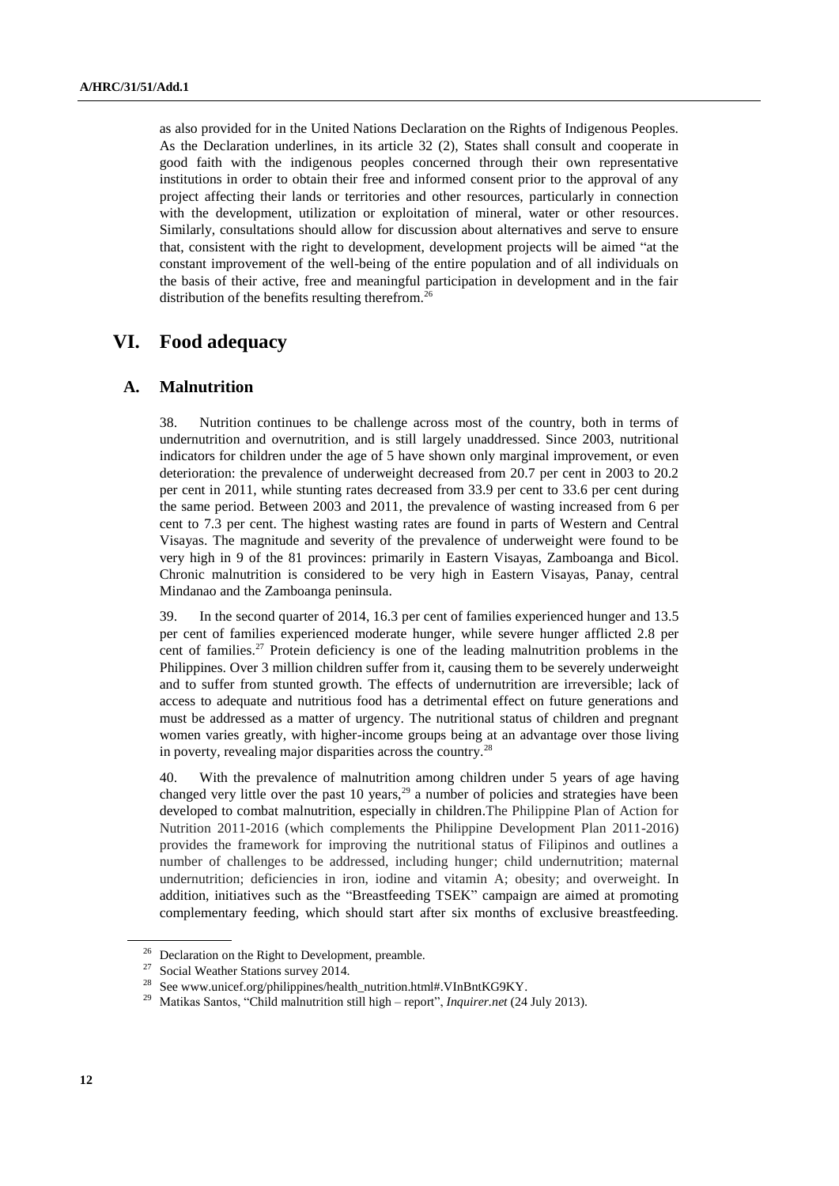as also provided for in the United Nations Declaration on the Rights of Indigenous Peoples. As the Declaration underlines, in its article 32 (2), States shall consult and cooperate in good faith with the indigenous peoples concerned through their own representative institutions in order to obtain their free and informed consent prior to the approval of any project affecting their lands or territories and other resources, particularly in connection with the development, utilization or exploitation of mineral, water or other resources. Similarly, consultations should allow for discussion about alternatives and serve to ensure that, consistent with the right to development, development projects will be aimed "at the constant improvement of the well-being of the entire population and of all individuals on the basis of their active, free and meaningful participation in development and in the fair distribution of the benefits resulting therefrom.[26]

# VI. Food adequacy

## A. Malnutrition

38. Nutrition continues to be challenge across most of the country, both in terms of undernutrition and overnutrition, and is still largely unaddressed. Since 2003, nutritional indicators for children under the age of 5 have shown only marginal improvement, or even deterioration: the prevalence of underweight decreased from 20.7 per cent in 2003 to 20.2 per cent in 2011, while stunting rates decreased from 33.9 per cent to 33.6 per cent during the same period. Between 2003 and 2011, the prevalence of wasting increased from 6 per cent to 7.3 per cent. The highest wasting rates are found in parts of Western and Central Visayas. The magnitude and severity of the prevalence of underweight were found to be very high in 9 of the 81 provinces: primarily in Eastern Visayas, Zamboanga and Bicol. Chronic malnutrition is considered to be very high in Eastern Visayas, Panay, central Mindanao and the Zamboanga peninsula.

39. In the second quarter of 2014, 16.3 per cent of families experienced hunger and 13.5 per cent of families experienced moderate hunger, while severe hunger afflicted 2.8 per cent of families.[27] Protein deficiency is one of the leading malnutrition problems in the Philippines. Over 3 million children suffer from it, causing them to be severely underweight and to suffer from stunted growth. The effects of undernutrition are irreversible; lack of access to adequate and nutritious food has a detrimental effect on future generations and must be addressed as a matter of urgency. The nutritional status of children and pregnant women varies greatly, with higher-income groups being at an advantage over those living in poverty, revealing major disparities across the country.[28]

40. With the prevalence of malnutrition among children under 5 years of age having changed very little over the past 10 years,[29] a number of policies and strategies have been developed to combat malnutrition, especially in children.The Philippine Plan of Action for Nutrition 2011-2016 (which complements the Philippine Development Plan 2011-2016) provides the framework for improving the nutritional status of Filipinos and outlines a number of challenges to be addressed, including hunger; child undernutrition; maternal undernutrition; deficiencies in iron, iodine and vitamin A; obesity; and overweight. In addition, initiatives such as the "Breastfeeding TSEK" campaign are aimed at promoting complementary feeding, which should start after six months of exclusive breastfeeding.

---

[26] Declaration on the Right to Development, preamble.

[27] Social Weather Stations survey 2014.

[28] See www.unicef.org/philippines/health_nutrition.html#.VInBntKG9KY.

[29] Matikas Santos, "Child malnutrition still high – report", *Inquirer.net* (24 July 2013).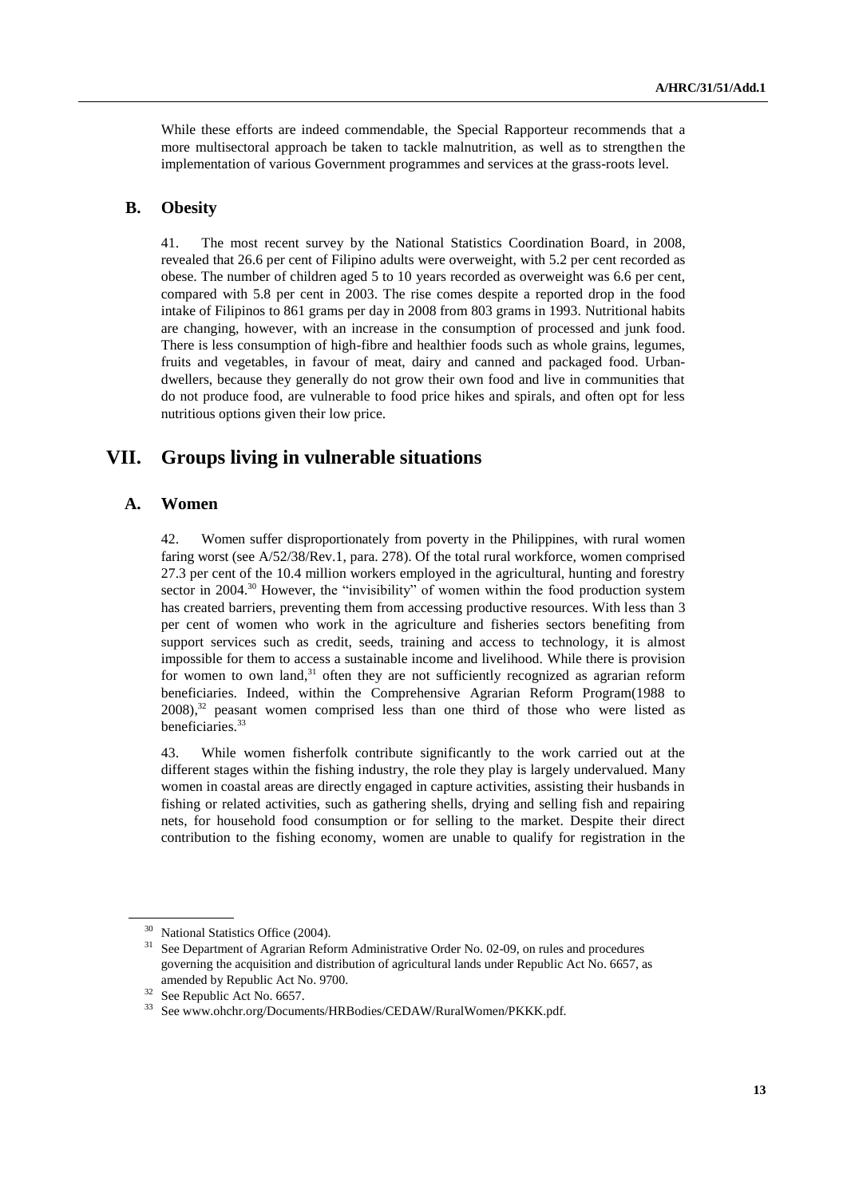While these efforts are indeed commendable, the Special Rapporteur recommends that a more multisectoral approach be taken to tackle malnutrition, as well as to strengthen the implementation of various Government programmes and services at the grass-roots level.

## B. Obesity

41. The most recent survey by the National Statistics Coordination Board, in 2008, revealed that 26.6 per cent of Filipino adults were overweight, with 5.2 per cent recorded as obese. The number of children aged 5 to 10 years recorded as overweight was 6.6 per cent, compared with 5.8 per cent in 2003. The rise comes despite a reported drop in the food intake of Filipinos to 861 grams per day in 2008 from 803 grams in 1993. Nutritional habits are changing, however, with an increase in the consumption of processed and junk food. There is less consumption of high-fibre and healthier foods such as whole grains, legumes, fruits and vegetables, in favour of meat, dairy and canned and packaged food. Urban-dwellers, because they generally do not grow their own food and live in communities that do not produce food, are vulnerable to food price hikes and spirals, and often opt for less nutritious options given their low price.

# VII. Groups living in vulnerable situations

## A. Women

42. Women suffer disproportionately from poverty in the Philippines, with rural women faring worst (see A/52/38/Rev.1, para. 278). Of the total rural workforce, women comprised 27.3 per cent of the 10.4 million workers employed in the agricultural, hunting and forestry sector in 2004.[30] However, the "invisibility" of women within the food production system has created barriers, preventing them from accessing productive resources. With less than 3 per cent of women who work in the agriculture and fisheries sectors benefiting from support services such as credit, seeds, training and access to technology, it is almost impossible for them to access a sustainable income and livelihood. While there is provision for women to own land,[31] often they are not sufficiently recognized as agrarian reform beneficiaries. Indeed, within the Comprehensive Agrarian Reform Program(1988 to 2008),[32] peasant women comprised less than one third of those who were listed as beneficiaries.[33]

43. While women fisherfolk contribute significantly to the work carried out at the different stages within the fishing industry, the role they play is largely undervalued. Many women in coastal areas are directly engaged in capture activities, assisting their husbands in fishing or related activities, such as gathering shells, drying and selling fish and repairing nets, for household food consumption or for selling to the market. Despite their direct contribution to the fishing economy, women are unable to qualify for registration in the

---

[30] National Statistics Office (2004).

[31] See Department of Agrarian Reform Administrative Order No. 02-09, on rules and procedures governing the acquisition and distribution of agricultural lands under Republic Act No. 6657, as amended by Republic Act No. 9700.

[32] See Republic Act No. 6657.

[33] See www.ohchr.org/Documents/HRBodies/CEDAW/RuralWomen/PKKK.pdf.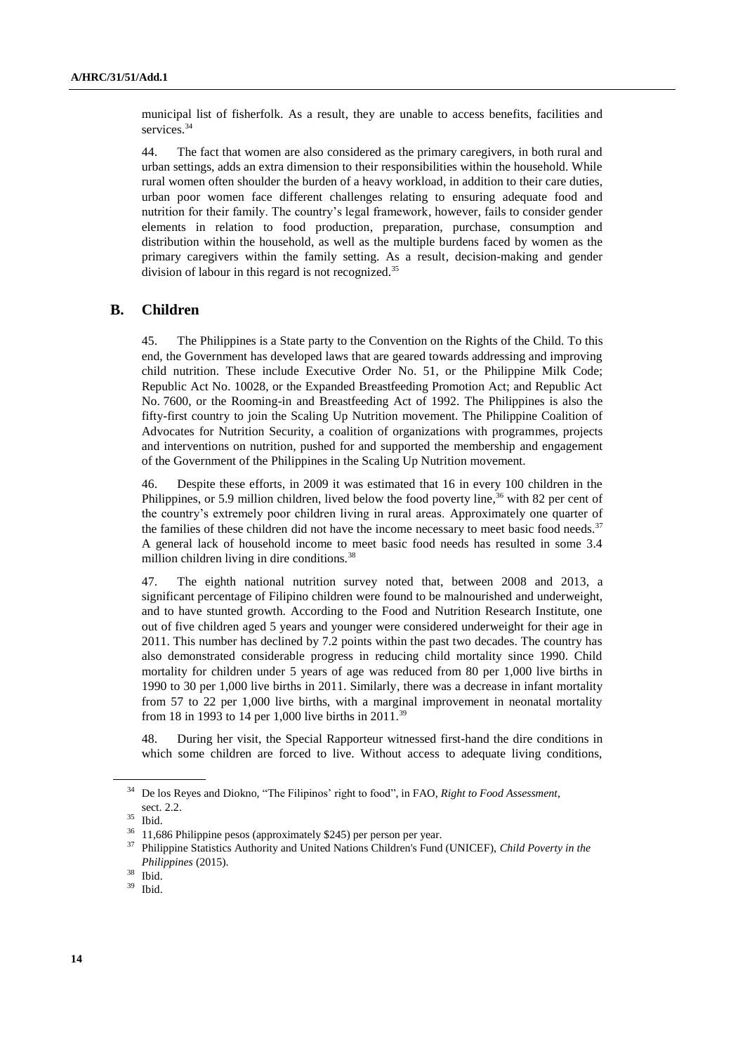municipal list of fisherfolk. As a result, they are unable to access benefits, facilities and services.[34]

44. The fact that women are also considered as the primary caregivers, in both rural and urban settings, adds an extra dimension to their responsibilities within the household. While rural women often shoulder the burden of a heavy workload, in addition to their care duties, urban poor women face different challenges relating to ensuring adequate food and nutrition for their family. The country's legal framework, however, fails to consider gender elements in relation to food production, preparation, purchase, consumption and distribution within the household, as well as the multiple burdens faced by women as the primary caregivers within the family setting. As a result, decision-making and gender division of labour in this regard is not recognized.[35]

## B. Children

45. The Philippines is a State party to the Convention on the Rights of the Child. To this end, the Government has developed laws that are geared towards addressing and improving child nutrition. These include Executive Order No. 51, or the Philippine Milk Code; Republic Act No. 10028, or the Expanded Breastfeeding Promotion Act; and Republic Act No. 7600, or the Rooming-in and Breastfeeding Act of 1992. The Philippines is also the fifty-first country to join the Scaling Up Nutrition movement. The Philippine Coalition of Advocates for Nutrition Security, a coalition of organizations with programmes, projects and interventions on nutrition, pushed for and supported the membership and engagement of the Government of the Philippines in the Scaling Up Nutrition movement.

46. Despite these efforts, in 2009 it was estimated that 16 in every 100 children in the Philippines, or 5.9 million children, lived below the food poverty line,[36] with 82 per cent of the country's extremely poor children living in rural areas. Approximately one quarter of the families of these children did not have the income necessary to meet basic food needs.[37] A general lack of household income to meet basic food needs has resulted in some 3.4 million children living in dire conditions.[38]

47. The eighth national nutrition survey noted that, between 2008 and 2013, a significant percentage of Filipino children were found to be malnourished and underweight, and to have stunted growth. According to the Food and Nutrition Research Institute, one out of five children aged 5 years and younger were considered underweight for their age in 2011. This number has declined by 7.2 points within the past two decades. The country has also demonstrated considerable progress in reducing child mortality since 1990. Child mortality for children under 5 years of age was reduced from 80 per 1,000 live births in 1990 to 30 per 1,000 live births in 2011. Similarly, there was a decrease in infant mortality from 57 to 22 per 1,000 live births, with a marginal improvement in neonatal mortality from 18 in 1993 to 14 per 1,000 live births in 2011.[39]

48. During her visit, the Special Rapporteur witnessed first-hand the dire conditions in which some children are forced to live. Without access to adequate living conditions,

---

[34] De los Reyes and Diokno, "The Filipinos' right to food", in FAO, *Right to Food Assessment*, sect. 2.2.

[35] Ibid.

[36] 11,686 Philippine pesos (approximately $245) per person per year.

[37] Philippine Statistics Authority and United Nations Children's Fund (UNICEF), *Child Poverty in the Philippines* (2015).

[38] Ibid.

[39] Ibid.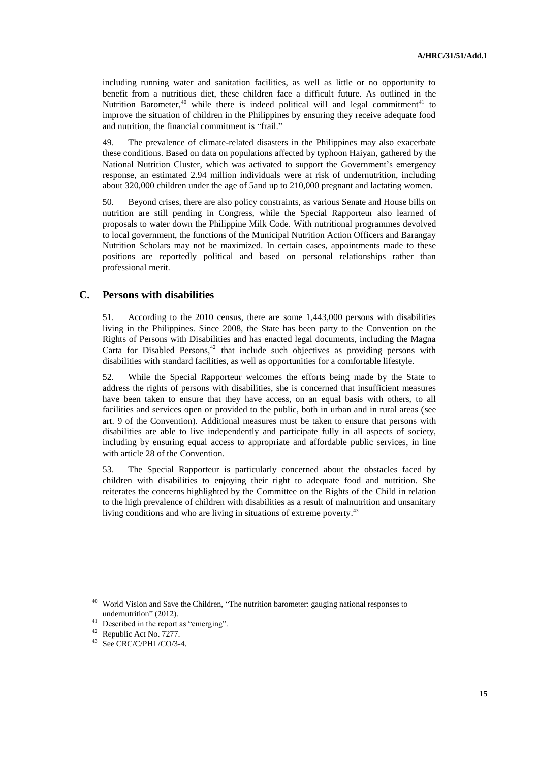including running water and sanitation facilities, as well as little or no opportunity to benefit from a nutritious diet, these children face a difficult future. As outlined in the Nutrition Barometer,[40] while there is indeed political will and legal commitment[41] to improve the situation of children in the Philippines by ensuring they receive adequate food and nutrition, the financial commitment is "frail."

49. The prevalence of climate-related disasters in the Philippines may also exacerbate these conditions. Based on data on populations affected by typhoon Haiyan, gathered by the National Nutrition Cluster, which was activated to support the Government's emergency response, an estimated 2.94 million individuals were at risk of undernutrition, including about 320,000 children under the age of 5and up to 210,000 pregnant and lactating women.

50. Beyond crises, there are also policy constraints, as various Senate and House bills on nutrition are still pending in Congress, while the Special Rapporteur also learned of proposals to water down the Philippine Milk Code. With nutritional programmes devolved to local government, the functions of the Municipal Nutrition Action Officers and Barangay Nutrition Scholars may not be maximized. In certain cases, appointments made to these positions are reportedly political and based on personal relationships rather than professional merit.

## C. Persons with disabilities

51. According to the 2010 census, there are some 1,443,000 persons with disabilities living in the Philippines. Since 2008, the State has been party to the Convention on the Rights of Persons with Disabilities and has enacted legal documents, including the Magna Carta for Disabled Persons,[42] that include such objectives as providing persons with disabilities with standard facilities, as well as opportunities for a comfortable lifestyle.

52. While the Special Rapporteur welcomes the efforts being made by the State to address the rights of persons with disabilities, she is concerned that insufficient measures have been taken to ensure that they have access, on an equal basis with others, to all facilities and services open or provided to the public, both in urban and in rural areas (see art. 9 of the Convention). Additional measures must be taken to ensure that persons with disabilities are able to live independently and participate fully in all aspects of society, including by ensuring equal access to appropriate and affordable public services, in line with article 28 of the Convention.

53. The Special Rapporteur is particularly concerned about the obstacles faced by children with disabilities to enjoying their right to adequate food and nutrition. She reiterates the concerns highlighted by the Committee on the Rights of the Child in relation to the high prevalence of children with disabilities as a result of malnutrition and unsanitary living conditions and who are living in situations of extreme poverty.[43]

---

[40] World Vision and Save the Children, "The nutrition barometer: gauging national responses to undernutrition" (2012).

[41] Described in the report as "emerging".

[42] Republic Act No. 7277.

[43] See CRC/C/PHL/CO/3-4.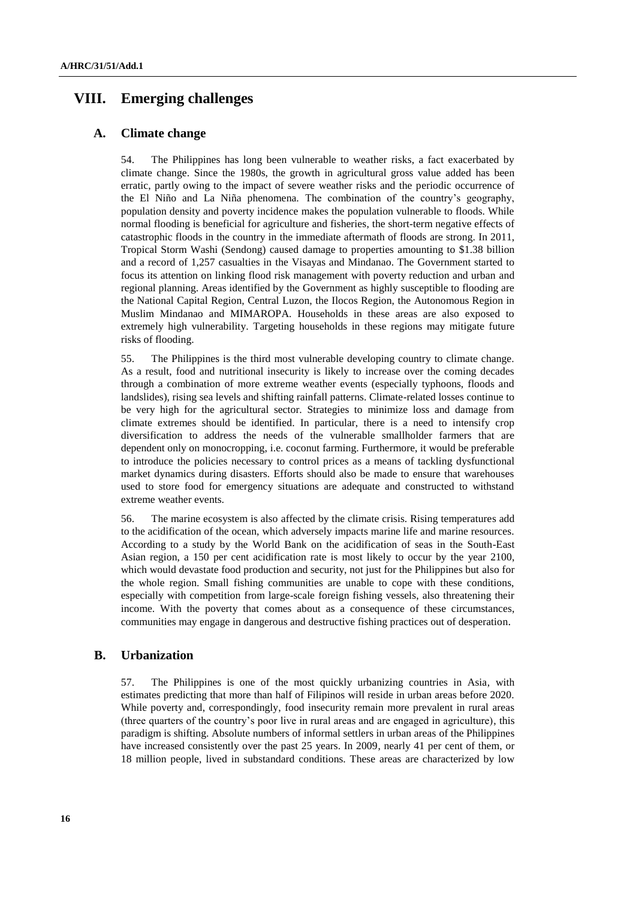# VIII. Emerging challenges

## A. Climate change

54. The Philippines has long been vulnerable to weather risks, a fact exacerbated by climate change. Since the 1980s, the growth in agricultural gross value added has been erratic, partly owing to the impact of severe weather risks and the periodic occurrence of the El Niño and La Niña phenomena. The combination of the country's geography, population density and poverty incidence makes the population vulnerable to floods. While normal flooding is beneficial for agriculture and fisheries, the short-term negative effects of catastrophic floods in the country in the immediate aftermath of floods are strong. In 2011, Tropical Storm Washi (Sendong) caused damage to properties amounting to $1.38 billion and a record of 1,257 casualties in the Visayas and Mindanao. The Government started to focus its attention on linking flood risk management with poverty reduction and urban and regional planning. Areas identified by the Government as highly susceptible to flooding are the National Capital Region, Central Luzon, the Ilocos Region, the Autonomous Region in Muslim Mindanao and MIMAROPA. Households in these areas are also exposed to extremely high vulnerability. Targeting households in these regions may mitigate future risks of flooding.

55. The Philippines is the third most vulnerable developing country to climate change. As a result, food and nutritional insecurity is likely to increase over the coming decades through a combination of more extreme weather events (especially typhoons, floods and landslides), rising sea levels and shifting rainfall patterns. Climate-related losses continue to be very high for the agricultural sector. Strategies to minimize loss and damage from climate extremes should be identified. In particular, there is a need to intensify crop diversification to address the needs of the vulnerable smallholder farmers that are dependent only on monocropping, i.e. coconut farming. Furthermore, it would be preferable to introduce the policies necessary to control prices as a means of tackling dysfunctional market dynamics during disasters. Efforts should also be made to ensure that warehouses used to store food for emergency situations are adequate and constructed to withstand extreme weather events.

56. The marine ecosystem is also affected by the climate crisis. Rising temperatures add to the acidification of the ocean, which adversely impacts marine life and marine resources. According to a study by the World Bank on the acidification of seas in the South-East Asian region, a 150 per cent acidification rate is most likely to occur by the year 2100, which would devastate food production and security, not just for the Philippines but also for the whole region. Small fishing communities are unable to cope with these conditions, especially with competition from large-scale foreign fishing vessels, also threatening their income. With the poverty that comes about as a consequence of these circumstances, communities may engage in dangerous and destructive fishing practices out of desperation.

## B. Urbanization

57. The Philippines is one of the most quickly urbanizing countries in Asia, with estimates predicting that more than half of Filipinos will reside in urban areas before 2020. While poverty and, correspondingly, food insecurity remain more prevalent in rural areas (three quarters of the country's poor live in rural areas and are engaged in agriculture), this paradigm is shifting. Absolute numbers of informal settlers in urban areas of the Philippines have increased consistently over the past 25 years. In 2009, nearly 41 per cent of them, or 18 million people, lived in substandard conditions. These areas are characterized by low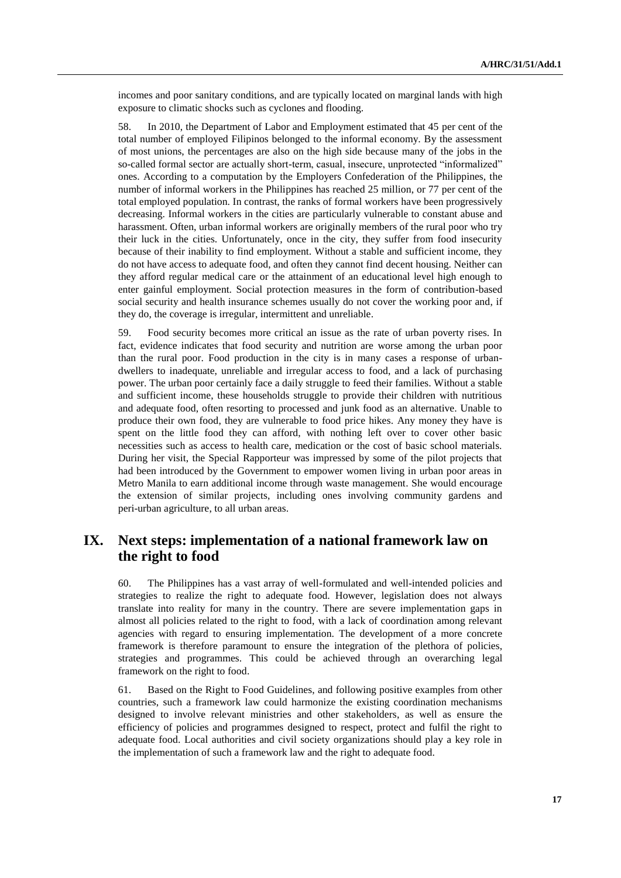incomes and poor sanitary conditions, and are typically located on marginal lands with high exposure to climatic shocks such as cyclones and flooding.

58. In 2010, the Department of Labor and Employment estimated that 45 per cent of the total number of employed Filipinos belonged to the informal economy. By the assessment of most unions, the percentages are also on the high side because many of the jobs in the so-called formal sector are actually short-term, casual, insecure, unprotected "informalized" ones. According to a computation by the Employers Confederation of the Philippines, the number of informal workers in the Philippines has reached 25 million, or 77 per cent of the total employed population. In contrast, the ranks of formal workers have been progressively decreasing. Informal workers in the cities are particularly vulnerable to constant abuse and harassment. Often, urban informal workers are originally members of the rural poor who try their luck in the cities. Unfortunately, once in the city, they suffer from food insecurity because of their inability to find employment. Without a stable and sufficient income, they do not have access to adequate food, and often they cannot find decent housing. Neither can they afford regular medical care or the attainment of an educational level high enough to enter gainful employment. Social protection measures in the form of contribution-based social security and health insurance schemes usually do not cover the working poor and, if they do, the coverage is irregular, intermittent and unreliable.

59. Food security becomes more critical an issue as the rate of urban poverty rises. In fact, evidence indicates that food security and nutrition are worse among the urban poor than the rural poor. Food production in the city is in many cases a response of urban-dwellers to inadequate, unreliable and irregular access to food, and a lack of purchasing power. The urban poor certainly face a daily struggle to feed their families. Without a stable and sufficient income, these households struggle to provide their children with nutritious and adequate food, often resorting to processed and junk food as an alternative. Unable to produce their own food, they are vulnerable to food price hikes. Any money they have is spent on the little food they can afford, with nothing left over to cover other basic necessities such as access to health care, medication or the cost of basic school materials. During her visit, the Special Rapporteur was impressed by some of the pilot projects that had been introduced by the Government to empower women living in urban poor areas in Metro Manila to earn additional income through waste management. She would encourage the extension of similar projects, including ones involving community gardens and peri-urban agriculture, to all urban areas.

## IX. Next steps: implementation of a national framework law on the right to food

60. The Philippines has a vast array of well-formulated and well-intended policies and strategies to realize the right to adequate food. However, legislation does not always translate into reality for many in the country. There are severe implementation gaps in almost all policies related to the right to food, with a lack of coordination among relevant agencies with regard to ensuring implementation. The development of a more concrete framework is therefore paramount to ensure the integration of the plethora of policies, strategies and programmes. This could be achieved through an overarching legal framework on the right to food.

61. Based on the Right to Food Guidelines, and following positive examples from other countries, such a framework law could harmonize the existing coordination mechanisms designed to involve relevant ministries and other stakeholders, as well as ensure the efficiency of policies and programmes designed to respect, protect and fulfil the right to adequate food. Local authorities and civil society organizations should play a key role in the implementation of such a framework law and the right to adequate food.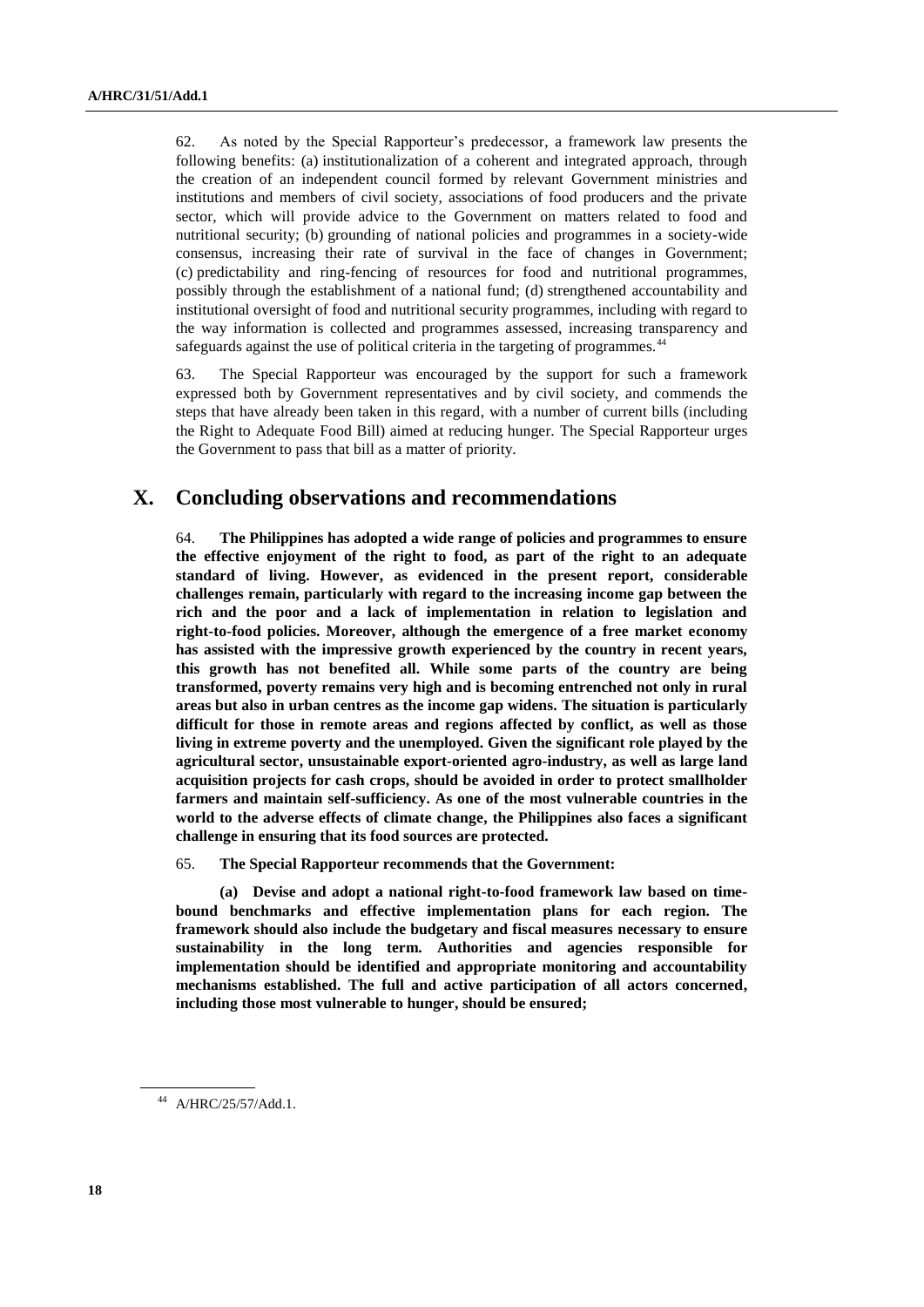62. As noted by the Special Rapporteur's predecessor, a framework law presents the following benefits: (a) institutionalization of a coherent and integrated approach, through the creation of an independent council formed by relevant Government ministries and institutions and members of civil society, associations of food producers and the private sector, which will provide advice to the Government on matters related to food and nutritional security; (b) grounding of national policies and programmes in a society-wide consensus, increasing their rate of survival in the face of changes in Government; (c) predictability and ring-fencing of resources for food and nutritional programmes, possibly through the establishment of a national fund; (d) strengthened accountability and institutional oversight of food and nutritional security programmes, including with regard to the way information is collected and programmes assessed, increasing transparency and safeguards against the use of political criteria in the targeting of programmes.[44]

63. The Special Rapporteur was encouraged by the support for such a framework expressed both by Government representatives and by civil society, and commends the steps that have already been taken in this regard, with a number of current bills (including the Right to Adequate Food Bill) aimed at reducing hunger. The Special Rapporteur urges the Government to pass that bill as a matter of priority.

## X. Concluding observations and recommendations

64. **The Philippines has adopted a wide range of policies and programmes to ensure the effective enjoyment of the right to food, as part of the right to an adequate standard of living. However, as evidenced in the present report, considerable challenges remain, particularly with regard to the increasing income gap between the rich and the poor and a lack of implementation in relation to legislation and right-to-food policies. Moreover, although the emergence of a free market economy has assisted with the impressive growth experienced by the country in recent years, this growth has not benefited all. While some parts of the country are being transformed, poverty remains very high and is becoming entrenched not only in rural areas but also in urban centres as the income gap widens. The situation is particularly difficult for those in remote areas and regions affected by conflict, as well as those living in extreme poverty and the unemployed. Given the significant role played by the agricultural sector, unsustainable export-oriented agro-industry, as well as large land acquisition projects for cash crops, should be avoided in order to protect smallholder farmers and maintain self-sufficiency. As one of the most vulnerable countries in the world to the adverse effects of climate change, the Philippines also faces a significant challenge in ensuring that its food sources are protected.**

65. **The Special Rapporteur recommends that the Government:**

**(a) Devise and adopt a national right-to-food framework law based on time-bound benchmarks and effective implementation plans for each region. The framework should also include the budgetary and fiscal measures necessary to ensure sustainability in the long term. Authorities and agencies responsible for implementation should be identified and appropriate monitoring and accountability mechanisms established. The full and active participation of all actors concerned, including those most vulnerable to hunger, should be ensured;**

[44] A/HRC/25/57/Add.1.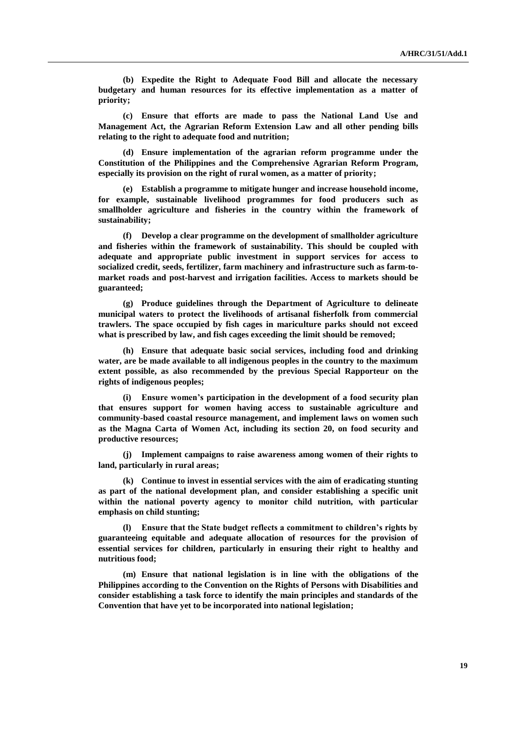**(b) Expedite the Right to Adequate Food Bill and allocate the necessary budgetary and human resources for its effective implementation as a matter of priority;**

**(c) Ensure that efforts are made to pass the National Land Use and Management Act, the Agrarian Reform Extension Law and all other pending bills relating to the right to adequate food and nutrition;**

**(d) Ensure implementation of the agrarian reform programme under the Constitution of the Philippines and the Comprehensive Agrarian Reform Program, especially its provision on the right of rural women, as a matter of priority;**

**(e) Establish a programme to mitigate hunger and increase household income, for example, sustainable livelihood programmes for food producers such as smallholder agriculture and fisheries in the country within the framework of sustainability;**

**(f) Develop a clear programme on the development of smallholder agriculture and fisheries within the framework of sustainability. This should be coupled with adequate and appropriate public investment in support services for access to socialized credit, seeds, fertilizer, farm machinery and infrastructure such as farm-to-market roads and post-harvest and irrigation facilities. Access to markets should be guaranteed;**

**(g) Produce guidelines through the Department of Agriculture to delineate municipal waters to protect the livelihoods of artisanal fisherfolk from commercial trawlers. The space occupied by fish cages in mariculture parks should not exceed what is prescribed by law, and fish cages exceeding the limit should be removed;**

**(h) Ensure that adequate basic social services, including food and drinking water, are be made available to all indigenous peoples in the country to the maximum extent possible, as also recommended by the previous Special Rapporteur on the rights of indigenous peoples;**

**(i) Ensure women's participation in the development of a food security plan that ensures support for women having access to sustainable agriculture and community-based coastal resource management, and implement laws on women such as the Magna Carta of Women Act, including its section 20, on food security and productive resources;**

**(j) Implement campaigns to raise awareness among women of their rights to land, particularly in rural areas;**

**(k) Continue to invest in essential services with the aim of eradicating stunting as part of the national development plan, and consider establishing a specific unit within the national poverty agency to monitor child nutrition, with particular emphasis on child stunting;**

**(l) Ensure that the State budget reflects a commitment to children's rights by guaranteeing equitable and adequate allocation of resources for the provision of essential services for children, particularly in ensuring their right to healthy and nutritious food;**

**(m) Ensure that national legislation is in line with the obligations of the Philippines according to the Convention on the Rights of Persons with Disabilities and consider establishing a task force to identify the main principles and standards of the Convention that have yet to be incorporated into national legislation;**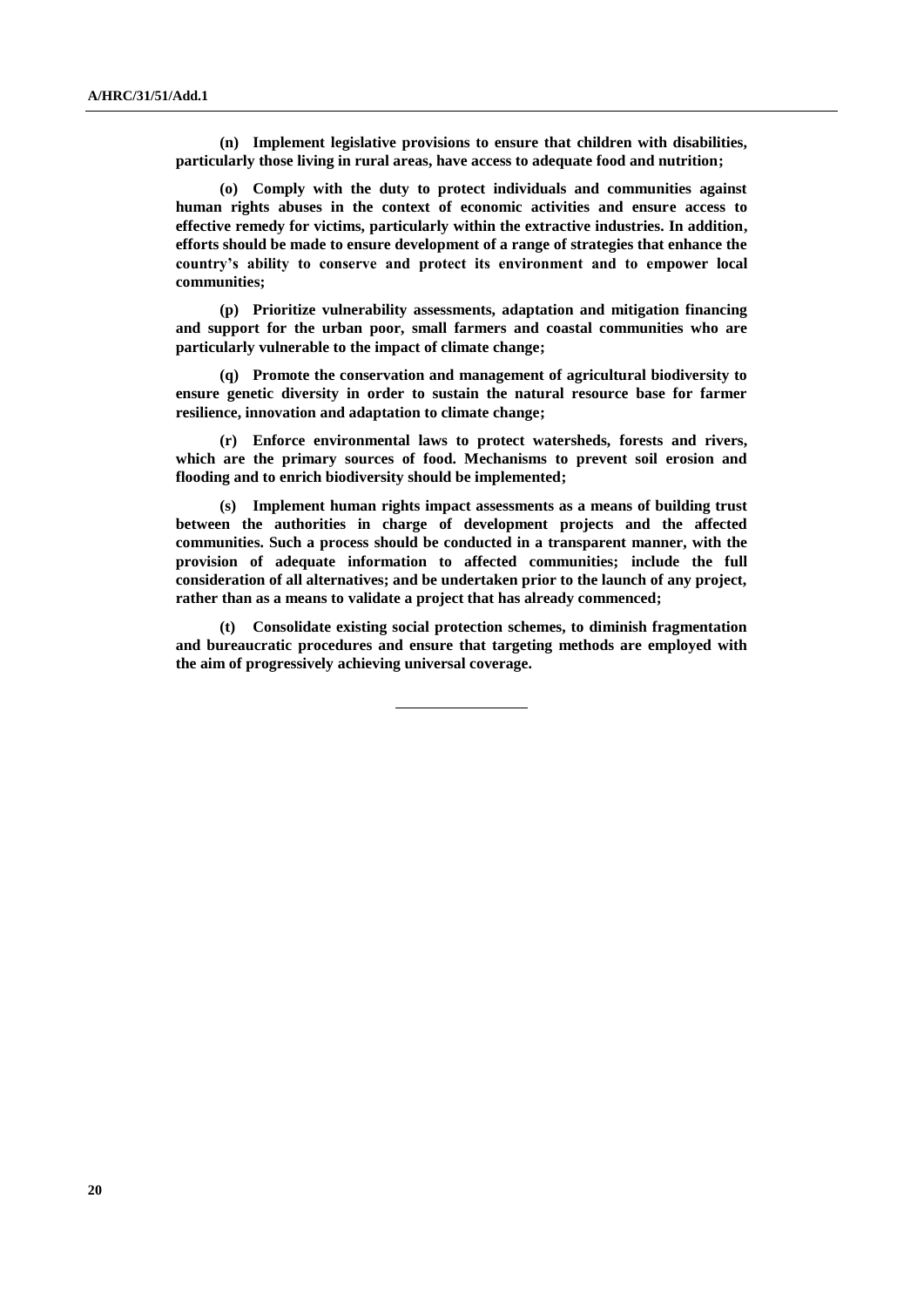**(n) Implement legislative provisions to ensure that children with disabilities, particularly those living in rural areas, have access to adequate food and nutrition;**

**(o) Comply with the duty to protect individuals and communities against human rights abuses in the context of economic activities and ensure access to effective remedy for victims, particularly within the extractive industries. In addition, efforts should be made to ensure development of a range of strategies that enhance the country's ability to conserve and protect its environment and to empower local communities;**

**(p) Prioritize vulnerability assessments, adaptation and mitigation financing and support for the urban poor, small farmers and coastal communities who are particularly vulnerable to the impact of climate change;**

**(q) Promote the conservation and management of agricultural biodiversity to ensure genetic diversity in order to sustain the natural resource base for farmer resilience, innovation and adaptation to climate change;**

**(r) Enforce environmental laws to protect watersheds, forests and rivers, which are the primary sources of food. Mechanisms to prevent soil erosion and flooding and to enrich biodiversity should be implemented;**

**(s) Implement human rights impact assessments as a means of building trust between the authorities in charge of development projects and the affected communities. Such a process should be conducted in a transparent manner, with the provision of adequate information to affected communities; include the full consideration of all alternatives; and be undertaken prior to the launch of any project, rather than as a means to validate a project that has already commenced;**

**(t) Consolidate existing social protection schemes, to diminish fragmentation and bureaucratic procedures and ensure that targeting methods are employed with the aim of progressively achieving universal coverage.**